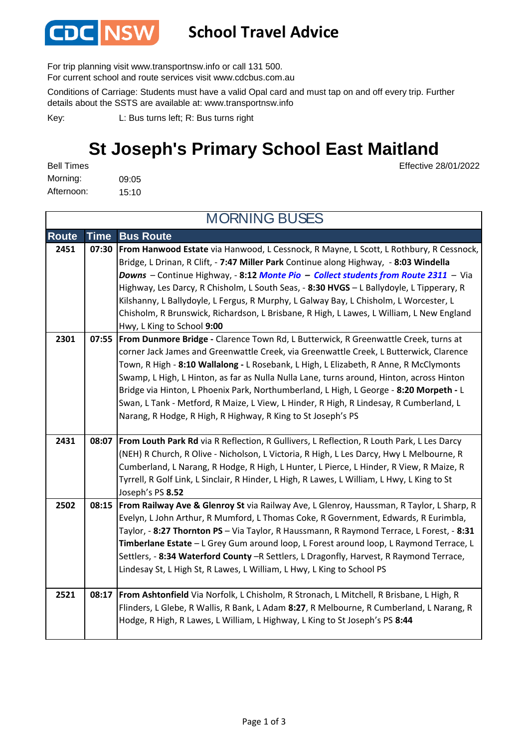CDC NSW

# School Travel Advice

For trip planning visit www.transportnsw.info or call 131 500.
For current school and route services visit www.cdcbus.com.au

Conditions of Carriage: Students must have a valid Opal card and must tap on and off every trip. Further details about the SSTS are available at: www.transportnsw.info

Key: L: Bus turns left; R: Bus turns right

# St Joseph's Primary School East Maitland

Effective 28/01/2022

Bell Times
Morning: 09:05
Afternoon: 15:10

## MORNING BUSES

| Route | Time | Bus Route |
|---|---|---|
| 2451 | 07:30 | **From Hanwood Estate** via Hanwood, L Cessnock, R Mayne, L Scott, L Rothbury, R Cessnock, Bridge, L Drinan, R Clift, - **7:47 Miller Park** Continue along Highway, - **8:03 Windella *Downs*** – Continue Highway, - **8:12** ***Monte Pio – Collect students from Route 2311*** – Via Highway, Les Darcy, R Chisholm, L South Seas, - **8:30 HVGS** – L Ballydoyle, L Tipperary, R Kilshanny, L Ballydoyle, L Fergus, R Murphy, L Galway Bay, L Chisholm, L Worcester, L Chisholm, R Brunswick, Richardson, L Brisbane, R High, L Lawes, L William, L New England Hwy, L King to School **9:00** |
| 2301 | 07:55 | **From Dunmore Bridge -** Clarence Town Rd, L Butterwick, R Greenwattle Creek, turns at corner Jack James and Greenwattle Creek, via Greenwattle Creek, L Butterwick, Clarence Town, R High - **8:10 Wallalong -** L Rosebank, L High, L Elizabeth, R Anne, R McClymonts Swamp, L High, L Hinton, as far as Nulla Nulla Lane, turns around, Hinton, across Hinton Bridge via Hinton, L Phoenix Park, Northumberland, L High, L George - **8:20 Morpeth -** L Swan, L Tank - Metford, R Maize, L View, L Hinder, R High, R Lindesay, R Cumberland, L Narang, R Hodge, R High, R Highway, R King to St Joseph's PS |
| 2431 | 08:07 | **From Louth Park Rd** via R Reflection, R Gullivers, L Reflection, R Louth Park, L Les Darcy (NEH) R Church, R Olive - Nicholson, L Victoria, R High, L Les Darcy, Hwy L Melbourne, R Cumberland, L Narang, R Hodge, R High, L Hunter, L Pierce, L Hinder, R View, R Maize, R Tyrrell, R Golf Link, L Sinclair, R Hinder, L High, R Lawes, L William, L Hwy, L King to St Joseph's PS **8.52** |
| 2502 | 08:15 | **From Railway Ave & Glenroy St** via Railway Ave, L Glenroy, Haussman, R Taylor, L Sharp, R Evelyn, L John Arthur, R Mumford, L Thomas Coke, R Government, Edwards, R Eurimbla, Taylor, - **8:27 Thornton PS** – Via Taylor, R Haussmann, R Raymond Terrace, L Forest, - **8:31 Timberlane Estate** – L Grey Gum around loop, L Forest around loop, L Raymond Terrace, L Settlers, - **8:34 Waterford County** –R Settlers, L Dragonfly, Harvest, R Raymond Terrace, Lindesay St, L High St, R Lawes, L William, L Hwy, L King to School PS |
| 2521 | 08:17 | **From Ashtonfield** Via Norfolk, L Chisholm, R Stronach, L Mitchell, R Brisbane, L High, R Flinders, L Glebe, R Wallis, R Bank, L Adam **8:27**, R Melbourne, R Cumberland, L Narang, R Hodge, R High, R Lawes, L William, L Highway, L King to St Joseph's PS **8:44** |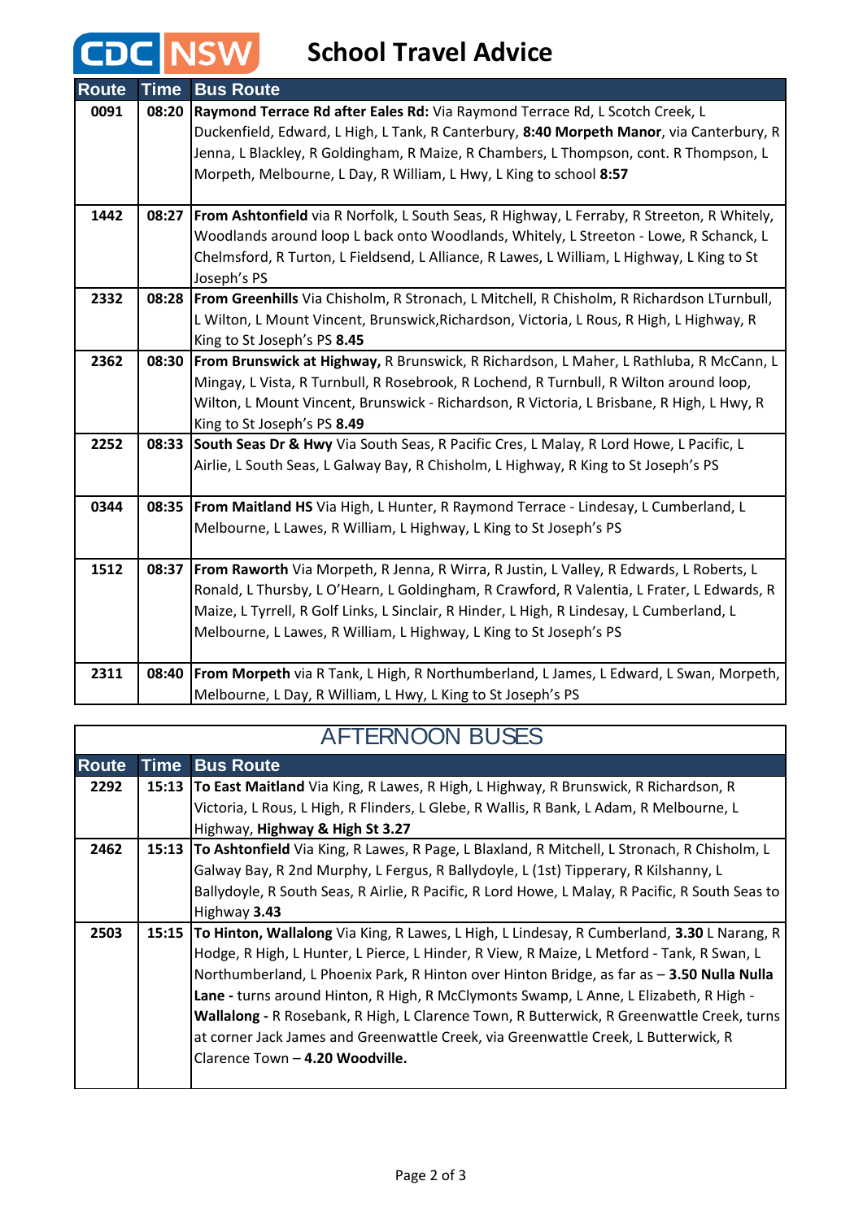# CDC NSW School Travel Advice

| Route | Time | Bus Route |
|---|---|---|
| 0091 | 08:20 | **Raymond Terrace Rd after Eales Rd:** Via Raymond Terrace Rd, L Scotch Creek, L Duckenfield, Edward, L High, L Tank, R Canterbury, **8:40 Morpeth Manor**, via Canterbury, R Jenna, L Blackley, R Goldingham, R Maize, R Chambers, L Thompson, cont. R Thompson, L Morpeth, Melbourne, L Day, R William, L Hwy, L King to school **8:57** |
| 1442 | 08:27 | **From Ashtonfield** via R Norfolk, L South Seas, R Highway, L Ferraby, R Streeton, R Whitely, Woodlands around loop L back onto Woodlands, Whitely, L Streeton - Lowe, R Schanck, L Chelmsford, R Turton, L Fieldsend, L Alliance, R Lawes, L William, L Highway, L King to St Joseph's PS |
| 2332 | 08:28 | **From Greenhills** Via Chisholm, R Stronach, L Mitchell, R Chisholm, R Richardson LTurnbull, L Wilton, L Mount Vincent, Brunswick,Richardson, Victoria, L Rous, R High, L Highway, R King to St Joseph's PS **8.45** |
| 2362 | 08:30 | **From Brunswick at Highway,** R Brunswick, R Richardson, L Maher, L Rathluba, R McCann, L Mingay, L Vista, R Turnbull, R Rosebrook, R Lochend, R Turnbull, R Wilton around loop, Wilton, L Mount Vincent, Brunswick - Richardson, R Victoria, L Brisbane, R High, L Hwy, R King to St Joseph's PS **8.49** |
| 2252 | 08:33 | **South Seas Dr & Hwy** Via South Seas, R Pacific Cres, L Malay, R Lord Howe, L Pacific, L Airlie, L South Seas, L Galway Bay, R Chisholm, L Highway, R King to St Joseph's PS |
| 0344 | 08:35 | **From Maitland HS** Via High, L Hunter, R Raymond Terrace - Lindesay, L Cumberland, L Melbourne, L Lawes, R William, L Highway, L King to St Joseph's PS |
| 1512 | 08:37 | **From Raworth** Via Morpeth, R Jenna, R Wirra, R Justin, L Valley, R Edwards, L Roberts, L Ronald, L Thursby, L O'Hearn, L Goldingham, R Crawford, R Valentia, L Frater, L Edwards, R Maize, L Tyrrell, R Golf Links, L Sinclair, R Hinder, L High, R Lindesay, L Cumberland, L Melbourne, L Lawes, R William, L Highway, L King to St Joseph's PS |
| 2311 | 08:40 | **From Morpeth** via R Tank, L High, R Northumberland, L James, L Edward, L Swan, Morpeth, Melbourne, L Day, R William, L Hwy, L King to St Joseph's PS |

## AFTERNOON BUSES

| Route | Time | Bus Route |
|---|---|---|
| 2292 | 15:13 | **To East Maitland** Via King, R Lawes, R High, L Highway, R Brunswick, R Richardson, R Victoria, L Rous, L High, R Flinders, L Glebe, R Wallis, R Bank, L Adam, R Melbourne, L Highway, **Highway & High St 3.27** |
| 2462 | 15:13 | **To Ashtonfield** Via King, R Lawes, R Page, L Blaxland, R Mitchell, L Stronach, R Chisholm, L Galway Bay, R 2nd Murphy, L Fergus, R Ballydoyle, L (1st) Tipperary, R Kilshanny, L Ballydoyle, R South Seas, R Airlie, R Pacific, R Lord Howe, L Malay, R Pacific, R South Seas to Highway **3.43** |
| 2503 | 15:15 | **To Hinton, Wallalong** Via King, R Lawes, L High, L Lindesay, R Cumberland, **3.30** L Narang, R Hodge, R High, L Hunter, L Pierce, L Hinder, R View, R Maize, L Metford - Tank, R Swan, L Northumberland, L Phoenix Park, R Hinton over Hinton Bridge, as far as – **3.50 Nulla Nulla Lane -** turns around Hinton, R High, R McClymonts Swamp, L Anne, L Elizabeth, R High - **Wallalong -** R Rosebank, R High, L Clarence Town, R Butterwick, R Greenwattle Creek, turns at corner Jack James and Greenwattle Creek, via Greenwattle Creek, L Butterwick, R Clarence Town – **4.20 Woodville.** |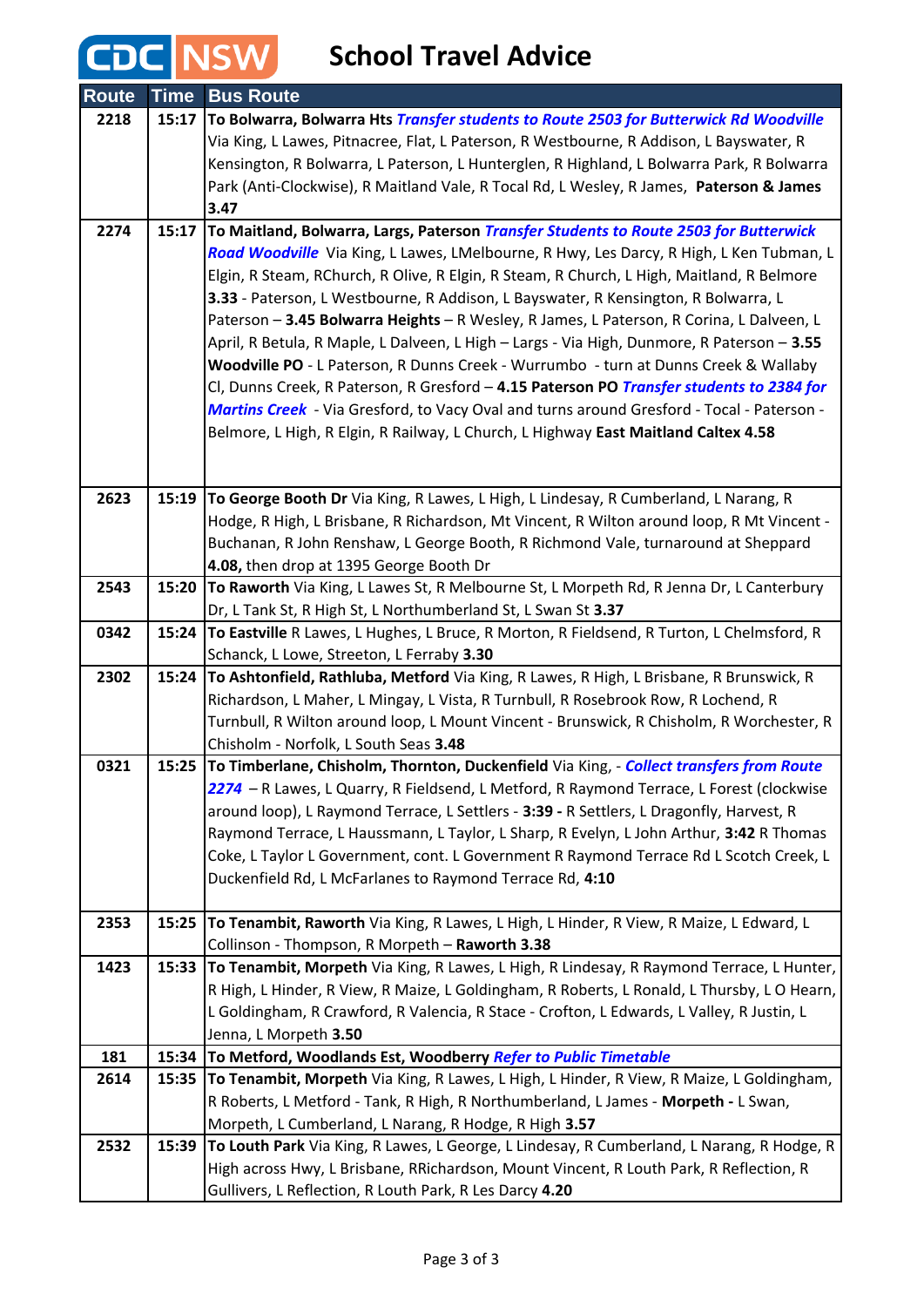# CDC NSW School Travel Advice

| Route | Time | Bus Route |
|---|---|---|
| 2218 | 15:17 | **To Bolwarra, Bolwarra Hts** ***Transfer students to Route 2503 for Butterwick Rd Woodville*** Via King, L Lawes, Pitnacree, Flat, L Paterson, R Westbourne, R Addison, L Bayswater, R Kensington, R Bolwarra, L Paterson, L Hunterglen, R Highland, L Bolwarra Park, R Bolwarra Park (Anti-Clockwise), R Maitland Vale, R Tocal Rd, L Wesley, R James, **Paterson & James 3.47** |
| 2274 | 15:17 | **To Maitland, Bolwarra, Largs, Paterson** ***Transfer Students to Route 2503 for Butterwick Road Woodville*** Via King, L Lawes, LMelbourne, R Hwy, Les Darcy, R High, L Ken Tubman, L Elgin, R Steam, RChurch, R Olive, R Elgin, R Steam, R Church, L High, Maitland, R Belmore **3.33** - Paterson, L Westbourne, R Addison, L Bayswater, R Kensington, R Bolwarra, L Paterson – **3.45 Bolwarra Heights** – R Wesley, R James, L Paterson, R Corina, L Dalveen, L April, R Betula, R Maple, L Dalveen, L High – Largs - Via High, Dunmore, R Paterson – **3.55 Woodville PO** - L Paterson, R Dunns Creek - Wurrumbo - turn at Dunns Creek & Wallaby Cl, Dunns Creek, R Paterson, R Gresford – **4.15 Paterson PO** ***Transfer students to 2384 for Martins Creek*** - Via Gresford, to Vacy Oval and turns around Gresford - Tocal - Paterson - Belmore, L High, R Elgin, R Railway, L Church, L Highway **East Maitland Caltex 4.58** |
| 2623 | 15:19 | **To George Booth Dr** Via King, R Lawes, L High, L Lindesay, R Cumberland, L Narang, R Hodge, R High, L Brisbane, R Richardson, Mt Vincent, R Wilton around loop, R Mt Vincent - Buchanan, R John Renshaw, L George Booth, R Richmond Vale, turnaround at Sheppard **4.08,** then drop at 1395 George Booth Dr |
| 2543 | 15:20 | **To Raworth** Via King, L Lawes St, R Melbourne St, L Morpeth Rd, R Jenna Dr, L Canterbury Dr, L Tank St, R High St, L Northumberland St, L Swan St **3.37** |
| 0342 | 15:24 | **To Eastville** R Lawes, L Hughes, L Bruce, R Morton, R Fieldsend, R Turton, L Chelmsford, R Schanck, L Lowe, Streeton, L Ferraby **3.30** |
| 2302 | 15:24 | **To Ashtonfield, Rathluba, Metford** Via King, R Lawes, R High, L Brisbane, R Brunswick, R Richardson, L Maher, L Mingay, L Vista, R Turnbull, R Rosebrook Row, R Lochend, R Turnbull, R Wilton around loop, L Mount Vincent - Brunswick, R Chisholm, R Worchester, R Chisholm - Norfolk, L South Seas **3.48** |
| 0321 | 15:25 | **To Timberlane, Chisholm, Thornton, Duckenfield** Via King, - ***Collect transfers from Route 2274*** – R Lawes, L Quarry, R Fieldsend, L Metford, R Raymond Terrace, L Forest (clockwise around loop), L Raymond Terrace, L Settlers - **3:39** - R Settlers, L Dragonfly, Harvest, R Raymond Terrace, L Haussmann, L Taylor, L Sharp, R Evelyn, L John Arthur, **3:42** R Thomas Coke, L Taylor L Government, cont. L Government R Raymond Terrace Rd L Scotch Creek, L Duckenfield Rd, L McFarlanes to Raymond Terrace Rd, **4:10** |
| 2353 | 15:25 | **To Tenambit, Raworth** Via King, R Lawes, L High, L Hinder, R View, R Maize, L Edward, L Collinson - Thompson, R Morpeth – **Raworth 3.38** |
| 1423 | 15:33 | **To Tenambit, Morpeth** Via King, R Lawes, L High, R Lindesay, R Raymond Terrace, L Hunter, R High, L Hinder, R View, R Maize, L Goldingham, R Roberts, L Ronald, L Thursby, L O Hearn, L Goldingham, R Crawford, R Valencia, R Stace - Crofton, L Edwards, L Valley, R Justin, L Jenna, L Morpeth **3.50** |
| 181 | 15:34 | **To Metford, Woodlands Est, Woodberry** ***Refer to Public Timetable*** |
| 2614 | 15:35 | **To Tenambit, Morpeth** Via King, R Lawes, L High, L Hinder, R View, R Maize, L Goldingham, R Roberts, L Metford - Tank, R High, R Northumberland, L James - **Morpeth -** L Swan, Morpeth, L Cumberland, L Narang, R Hodge, R High **3.57** |
| 2532 | 15:39 | **To Louth Park** Via King, R Lawes, L George, L Lindesay, R Cumberland, L Narang, R Hodge, R High across Hwy, L Brisbane, RRichardson, Mount Vincent, R Louth Park, R Reflection, R Gullivers, L Reflection, R Louth Park, R Les Darcy **4.20** |